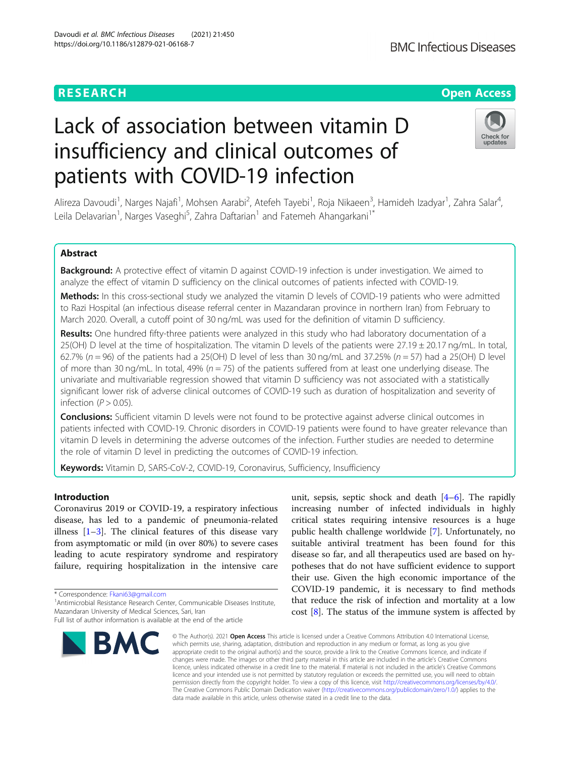RESEARCH

Open Access

# Lack of association between vitamin D insufficiency and clinical outcomes of patients with COVID-19 infection

Alireza Davoudi[1], Narges Najafi[1], Mohsen Aarabi[2], Atefeh Tayebi[1], Roja Nikaeen[3], Hamideh Izadyar[1], Zahra Salar[4], Leila Delavarian[1], Narges Vaseghi[5], Zahra Daftarian[1] and Fatemeh Ahangarkani[1*]

## Abstract

**Background:** A protective effect of vitamin D against COVID-19 infection is under investigation. We aimed to analyze the effect of vitamin D sufficiency on the clinical outcomes of patients infected with COVID-19.

**Methods:** In this cross-sectional study we analyzed the vitamin D levels of COVID-19 patients who were admitted to Razi Hospital (an infectious disease referral center in Mazandaran province in northern Iran) from February to March 2020. Overall, a cutoff point of 30 ng/mL was used for the definition of vitamin D sufficiency.

**Results:** One hundred fifty-three patients were analyzed in this study who had laboratory documentation of a 25(OH) D level at the time of hospitalization. The vitamin D levels of the patients were 27.19 ± 20.17 ng/mL. In total, 62.7% ($n = 96$) of the patients had a 25(OH) D level of less than 30 ng/mL and 37.25% ($n = 57$) had a 25(OH) D level of more than 30 ng/mL. In total, 49% ($n = 75$) of the patients suffered from at least one underlying disease. The univariate and multivariable regression showed that vitamin D sufficiency was not associated with a statistically significant lower risk of adverse clinical outcomes of COVID-19 such as duration of hospitalization and severity of infection ($P > 0.05$).

**Conclusions:** Sufficient vitamin D levels were not found to be protective against adverse clinical outcomes in patients infected with COVID-19. Chronic disorders in COVID-19 patients were found to have greater relevance than vitamin D levels in determining the adverse outcomes of the infection. Further studies are needed to determine the role of vitamin D level in predicting the outcomes of COVID-19 infection.

**Keywords:** Vitamin D, SARS-CoV-2, COVID-19, Coronavirus, Sufficiency, Insufficiency

## Introduction

Coronavirus 2019 or COVID-19, a respiratory infectious disease, has led to a pandemic of pneumonia-related illness [1–3]. The clinical features of this disease vary from asymptomatic or mild (in over 80%) to severe cases leading to acute respiratory syndrome and respiratory failure, requiring hospitalization in the intensive care unit, sepsis, septic shock and death [4–6]. The rapidly increasing number of infected individuals in highly critical states requiring intensive resources is a huge public health challenge worldwide [7]. Unfortunately, no suitable antiviral treatment has been found for this disease so far, and all therapeutics used are based on hypotheses that do not have sufficient evidence to support their use. Given the high economic importance of the COVID-19 pandemic, it is necessary to find methods that reduce the risk of infection and mortality at a low cost [8]. The status of the immune system is affected by

* Correspondence: Fkani63@gmail.com
[1]Antimicrobial Resistance Research Center, Communicable Diseases Institute, Mazandaran University of Medical Sciences, Sari, Iran
Full list of author information is available at the end of the article

© The Author(s). 2021 **Open Access** This article is licensed under a Creative Commons Attribution 4.0 International License, which permits use, sharing, adaptation, distribution and reproduction in any medium or format, as long as you give appropriate credit to the original author(s) and the source, provide a link to the Creative Commons licence, and indicate if changes were made. The images or other third party material in this article are included in the article's Creative Commons licence, unless indicated otherwise in a credit line to the material. If material is not included in the article's Creative Commons licence and your intended use is not permitted by statutory regulation or exceeds the permitted use, you will need to obtain permission directly from the copyright holder. To view a copy of this licence, visit http://creativecommons.org/licenses/by/4.0/. The Creative Commons Public Domain Dedication waiver (http://creativecommons.org/publicdomain/zero/1.0/) applies to the data made available in this article, unless otherwise stated in a credit line to the data.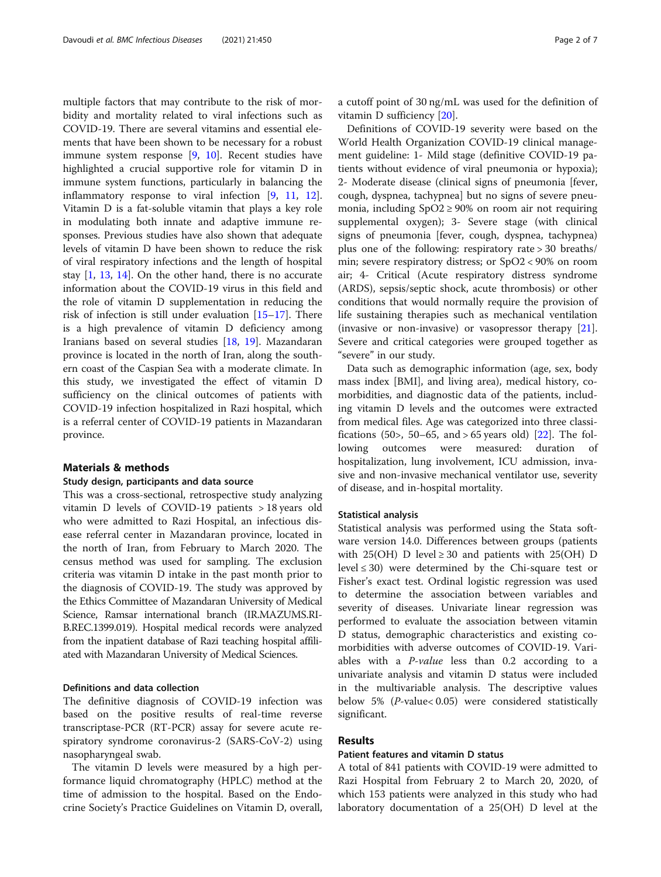multiple factors that may contribute to the risk of morbidity and mortality related to viral infections such as COVID-19. There are several vitamins and essential elements that have been shown to be necessary for a robust immune system response [9, 10]. Recent studies have highlighted a crucial supportive role for vitamin D in immune system functions, particularly in balancing the inflammatory response to viral infection [9, 11, 12]. Vitamin D is a fat-soluble vitamin that plays a key role in modulating both innate and adaptive immune responses. Previous studies have also shown that adequate levels of vitamin D have been shown to reduce the risk of viral respiratory infections and the length of hospital stay [1, 13, 14]. On the other hand, there is no accurate information about the COVID-19 virus in this field and the role of vitamin D supplementation in reducing the risk of infection is still under evaluation [15–17]. There is a high prevalence of vitamin D deficiency among Iranians based on several studies [18, 19]. Mazandaran province is located in the north of Iran, along the southern coast of the Caspian Sea with a moderate climate. In this study, we investigated the effect of vitamin D sufficiency on the clinical outcomes of patients with COVID-19 infection hospitalized in Razi hospital, which is a referral center of COVID-19 patients in Mazandaran province.

## Materials & methods

### Study design, participants and data source

This was a cross-sectional, retrospective study analyzing vitamin D levels of COVID-19 patients > 18 years old who were admitted to Razi Hospital, an infectious disease referral center in Mazandaran province, located in the north of Iran, from February to March 2020. The census method was used for sampling. The exclusion criteria was vitamin D intake in the past month prior to the diagnosis of COVID-19. The study was approved by the Ethics Committee of Mazandaran University of Medical Science, Ramsar international branch (IR.MAZUMS.RIB.REC.1399.019). Hospital medical records were analyzed from the inpatient database of Razi teaching hospital affiliated with Mazandaran University of Medical Sciences.

### Definitions and data collection

The definitive diagnosis of COVID-19 infection was based on the positive results of real-time reverse transcriptase-PCR (RT-PCR) assay for severe acute respiratory syndrome coronavirus-2 (SARS-CoV-2) using nasopharyngeal swab.

The vitamin D levels were measured by a high performance liquid chromatography (HPLC) method at the time of admission to the hospital. Based on the Endocrine Society's Practice Guidelines on Vitamin D, overall, a cutoff point of 30 ng/mL was used for the definition of vitamin D sufficiency [20].

Definitions of COVID-19 severity were based on the World Health Organization COVID-19 clinical management guideline: 1- Mild stage (definitive COVID-19 patients without evidence of viral pneumonia or hypoxia); 2- Moderate disease (clinical signs of pneumonia [fever, cough, dyspnea, tachypnea] but no signs of severe pneumonia, including $SpO2 \geq 90\%$ on room air not requiring supplemental oxygen); 3- Severe stage (with clinical signs of pneumonia [fever, cough, dyspnea, tachypnea) plus one of the following: respiratory rate > 30 breaths/min; severe respiratory distress; or $SpO2 < 90\%$ on room air; 4- Critical (Acute respiratory distress syndrome (ARDS), sepsis/septic shock, acute thrombosis) or other conditions that would normally require the provision of life sustaining therapies such as mechanical ventilation (invasive or non-invasive) or vasopressor therapy [21]. Severe and critical categories were grouped together as "severe" in our study.

Data such as demographic information (age, sex, body mass index [BMI], and living area), medical history, comorbidities, and diagnostic data of the patients, including vitamin D levels and the outcomes were extracted from medical files. Age was categorized into three classifications (50>, 50–65, and > 65 years old) [22]. The following outcomes were measured: duration of hospitalization, lung involvement, ICU admission, invasive and non-invasive mechanical ventilator use, severity of disease, and in-hospital mortality.

### Statistical analysis

Statistical analysis was performed using the Stata software version 14.0. Differences between groups (patients with 25(OH) D level ≥ 30 and patients with 25(OH) D level ≤ 30) were determined by the Chi-square test or Fisher's exact test. Ordinal logistic regression was used to determine the association between variables and severity of diseases. Univariate linear regression was performed to evaluate the association between vitamin D status, demographic characteristics and existing comorbidities with adverse outcomes of COVID-19. Variables with a *P-value* less than 0.2 according to a univariate analysis and vitamin D status were included in the multivariable analysis. The descriptive values below 5% (*P*-value< 0.05) were considered statistically significant.

## Results

### Patient features and vitamin D status

A total of 841 patients with COVID-19 were admitted to Razi Hospital from February 2 to March 20, 2020, of which 153 patients were analyzed in this study who had laboratory documentation of a 25(OH) D level at the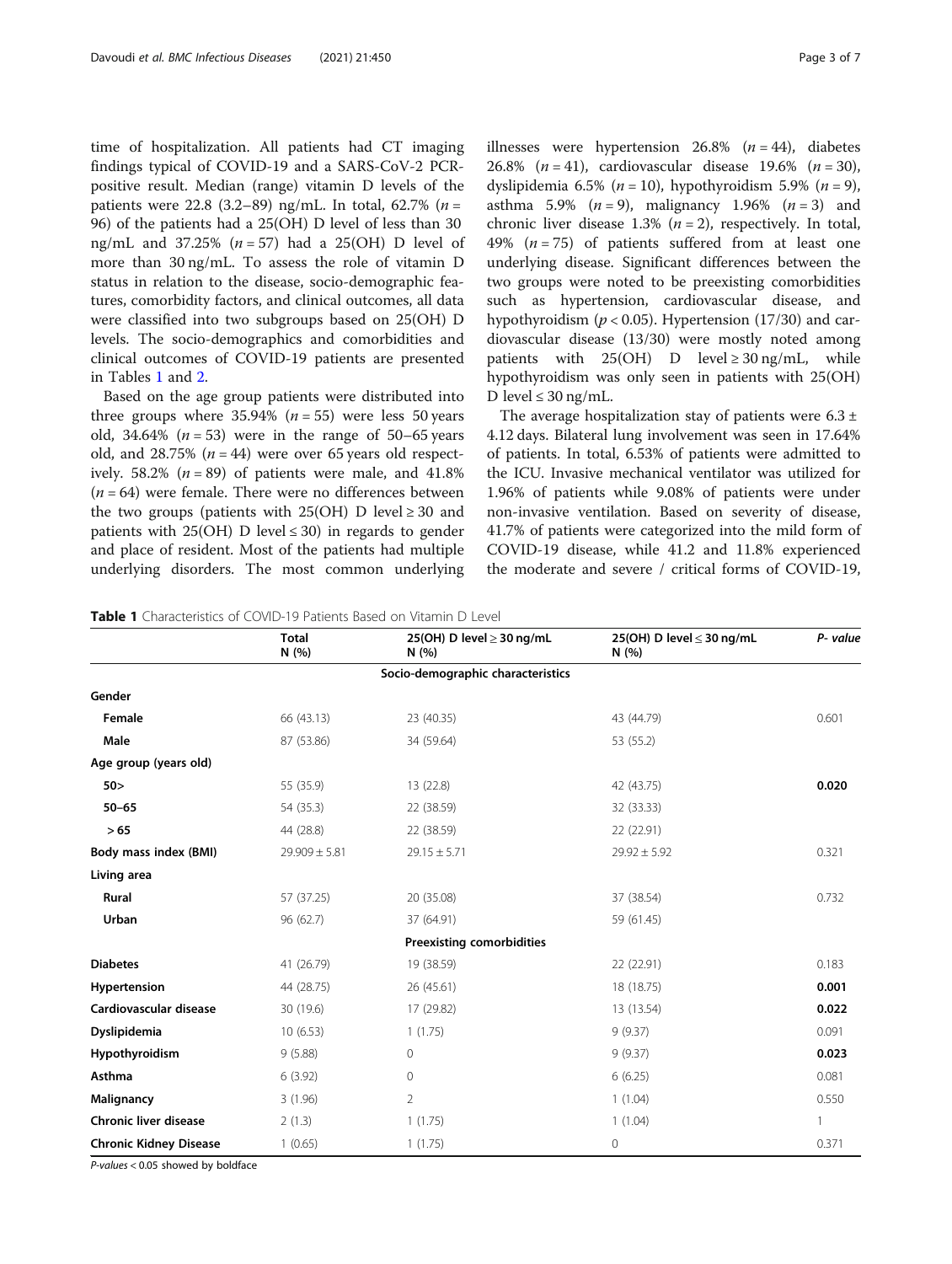time of hospitalization. All patients had CT imaging findings typical of COVID-19 and a SARS-CoV-2 PCR-positive result. Median (range) vitamin D levels of the patients were 22.8 (3.2–89) ng/mL. In total, 62.7% ($n$ = 96) of the patients had a 25(OH) D level of less than 30 ng/mL and 37.25% ($n$ = 57) had a 25(OH) D level of more than 30 ng/mL. To assess the role of vitamin D status in relation to the disease, socio-demographic features, comorbidity factors, and clinical outcomes, all data were classified into two subgroups based on 25(OH) D levels. The socio-demographics and comorbidities and clinical outcomes of COVID-19 patients are presented in Tables 1 and 2.

Based on the age group patients were distributed into three groups where 35.94% ($n$ = 55) were less 50 years old, 34.64% ($n$ = 53) were in the range of 50–65 years old, and 28.75% ($n$ = 44) were over 65 years old respectively. 58.2% ($n$ = 89) of patients were male, and 41.8% ($n$ = 64) were female. There were no differences between the two groups (patients with 25(OH) D level ≥ 30 and patients with 25(OH) D level ≤ 30) in regards to gender and place of resident. Most of the patients had multiple underlying disorders. The most common underlying illnesses were hypertension 26.8% ($n$ = 44), diabetes 26.8% ($n$ = 41), cardiovascular disease 19.6% ($n$ = 30), dyslipidemia 6.5% ($n$ = 10), hypothyroidism 5.9% ($n$ = 9), asthma 5.9% ($n$ = 9), malignancy 1.96% ($n$ = 3) and chronic liver disease 1.3% ($n$ = 2), respectively. In total, 49% ($n$ = 75) of patients suffered from at least one underlying disease. Significant differences between the two groups were noted to be preexisting comorbidities such as hypertension, cardiovascular disease, and hypothyroidism ($p < 0.05$). Hypertension (17/30) and cardiovascular disease (13/30) were mostly noted among patients with 25(OH) D level ≥ 30 ng/mL, while hypothyroidism was only seen in patients with 25(OH) D level ≤ 30 ng/mL.

The average hospitalization stay of patients were 6.3 ± 4.12 days. Bilateral lung involvement was seen in 17.64% of patients. In total, 6.53% of patients were admitted to the ICU. Invasive mechanical ventilator was utilized for 1.96% of patients while 9.08% of patients were under non-invasive ventilation. Based on severity of disease, 41.7% of patients were categorized into the mild form of COVID-19 disease, while 41.2 and 11.8% experienced the moderate and severe / critical forms of COVID-19,

**Table 1** Characteristics of COVID-19 Patients Based on Vitamin D Level

| | Total N (%) | 25(OH) D level ≥ 30 ng/mL N (%) | 25(OH) D level ≤ 30 ng/mL N (%) | P- value |
|---|---|---|---|---|
| | | **Socio-demographic characteristics** | | |
| **Gender** | | | | |
| **Female** | 66 (43.13) | 23 (40.35) | 43 (44.79) | 0.601 |
| **Male** | 87 (53.86) | 34 (59.64) | 53 (55.2) | |
| **Age group (years old)** | | | | |
| **50>** | 55 (35.9) | 13 (22.8) | 42 (43.75) | **0.020** |
| **50–65** | 54 (35.3) | 22 (38.59) | 32 (33.33) | |
| **> 65** | 44 (28.8) | 22 (38.59) | 22 (22.91) | |
| **Body mass index (BMI)** | 29.909 ± 5.81 | 29.15 ± 5.71 | 29.92 ± 5.92 | 0.321 |
| **Living area** | | | | |
| **Rural** | 57 (37.25) | 20 (35.08) | 37 (38.54) | 0.732 |
| **Urban** | 96 (62.7) | 37 (64.91) | 59 (61.45) | |
| | | **Preexisting comorbidities** | | |
| **Diabetes** | 41 (26.79) | 19 (38.59) | 22 (22.91) | 0.183 |
| **Hypertension** | 44 (28.75) | 26 (45.61) | 18 (18.75) | **0.001** |
| **Cardiovascular disease** | 30 (19.6) | 17 (29.82) | 13 (13.54) | **0.022** |
| **Dyslipidemia** | 10 (6.53) | 1 (1.75) | 9 (9.37) | 0.091 |
| **Hypothyroidism** | 9 (5.88) | 0 | 9 (9.37) | **0.023** |
| **Asthma** | 6 (3.92) | 0 | 6 (6.25) | 0.081 |
| **Malignancy** | 3 (1.96) | 2 | 1 (1.04) | 0.550 |
| **Chronic liver disease** | 2 (1.3) | 1 (1.75) | 1 (1.04) | 1 |
| **Chronic Kidney Disease** | 1 (0.65) | 1 (1.75) | 0 | 0.371 |

*P-values* < 0.05 showed by boldface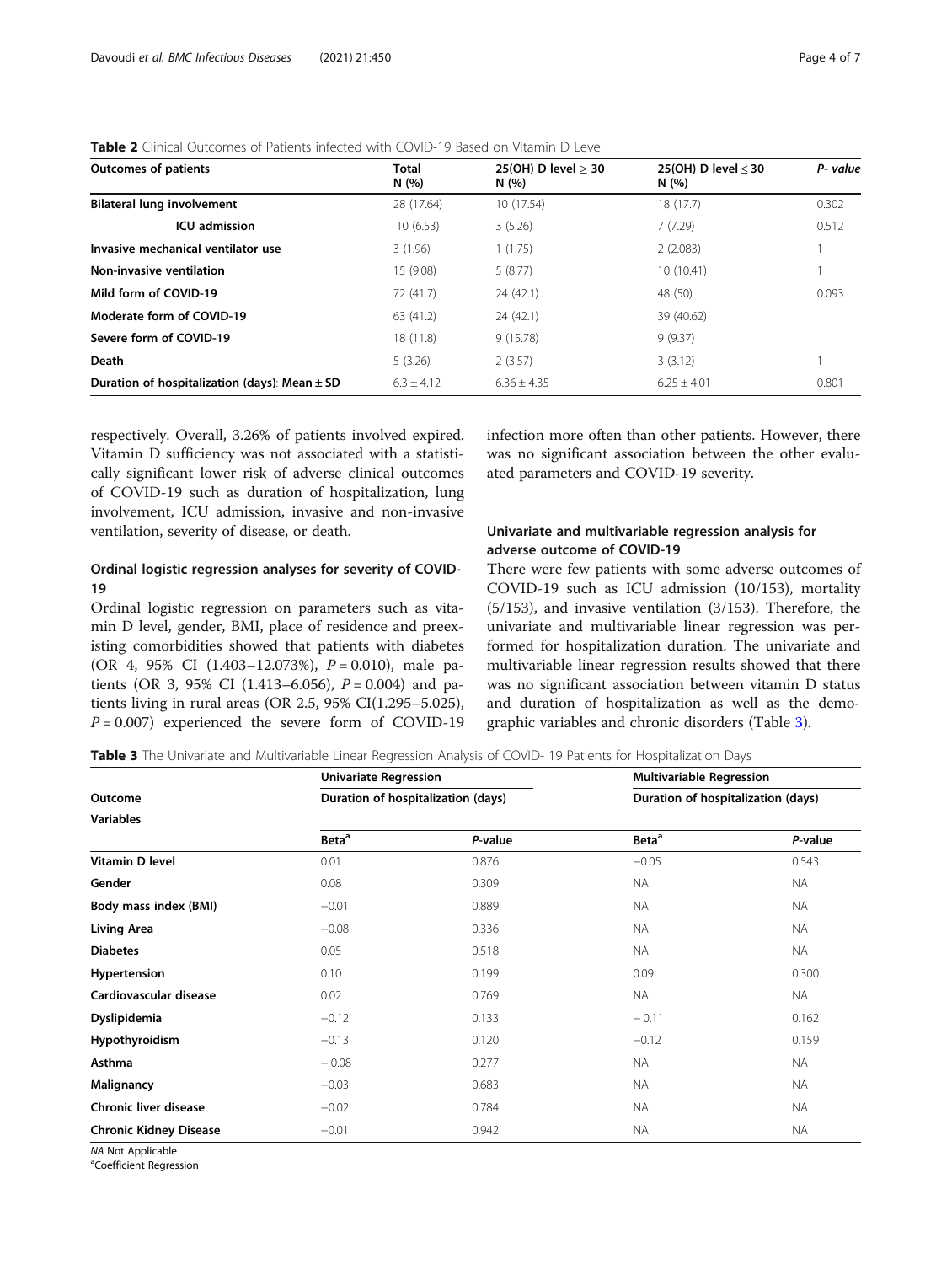**Table 2** Clinical Outcomes of Patients infected with COVID-19 Based on Vitamin D Level

| Outcomes of patients | Total N (%) | 25(OH) D level ≥ 30 N (%) | 25(OH) D level ≤ 30 N (%) | P- value |
|---|---|---|---|---|
| **Bilateral lung involvement** | 28 (17.64) | 10 (17.54) | 18 (17.7) | 0.302 |
| **ICU admission** | 10 (6.53) | 3 (5.26) | 7 (7.29) | 0.512 |
| **Invasive mechanical ventilator use** | 3 (1.96) | 1 (1.75) | 2 (2.083) | 1 |
| **Non-invasive ventilation** | 15 (9.08) | 5 (8.77) | 10 (10.41) | 1 |
| **Mild form of COVID-19** | 72 (41.7) | 24 (42.1) | 48 (50) | 0.093 |
| **Moderate form of COVID-19** | 63 (41.2) | 24 (42.1) | 39 (40.62) | |
| **Severe form of COVID-19** | 18 (11.8) | 9 (15.78) | 9 (9.37) | |
| **Death** | 5 (3.26) | 2 (3.57) | 3 (3.12) | 1 |
| **Duration of hospitalization (days): Mean ± SD** | 6.3 ± 4.12 | 6.36 ± 4.35 | 6.25 ± 4.01 | 0.801 |

respectively. Overall, 3.26% of patients involved expired. Vitamin D sufficiency was not associated with a statistically significant lower risk of adverse clinical outcomes of COVID-19 such as duration of hospitalization, lung involvement, ICU admission, invasive and non-invasive ventilation, severity of disease, or death.

### Ordinal logistic regression analyses for severity of COVID-19

Ordinal logistic regression on parameters such as vitamin D level, gender, BMI, place of residence and preexisting comorbidities showed that patients with diabetes (OR 4, 95% CI (1.403–12.073%), $P = 0.010$), male patients (OR 3, 95% CI (1.413–6.056), $P = 0.004$) and patients living in rural areas (OR 2.5, 95% CI(1.295–5.025), $P = 0.007$) experienced the severe form of COVID-19 infection more often than other patients. However, there was no significant association between the other evaluated parameters and COVID-19 severity.

### Univariate and multivariable regression analysis for adverse outcome of COVID-19

There were few patients with some adverse outcomes of COVID-19 such as ICU admission (10/153), mortality (5/153), and invasive ventilation (3/153). Therefore, the univariate and multivariable linear regression was performed for hospitalization duration. The univariate and multivariable linear regression results showed that there was no significant association between vitamin D status and duration of hospitalization as well as the demographic variables and chronic disorders (Table 3).

**Table 3** The Univariate and Multivariable Linear Regression Analysis of COVID- 19 Patients for Hospitalization Days

| Outcome | Univariate Regression | | Multivariable Regression | |
|---|---|---|---|---|
| | Duration of hospitalization (days) | | Duration of hospitalization (days) | |
| Variables | Beta[a] | P-value | Beta[a] | P-value |
| **Vitamin D level** | 0.01 | 0.876 | −0.05 | 0.543 |
| **Gender** | 0.08 | 0.309 | NA | NA |
| **Body mass index (BMI)** | −0.01 | 0.889 | NA | NA |
| **Living Area** | −0.08 | 0.336 | NA | NA |
| **Diabetes** | 0.05 | 0.518 | NA | NA |
| **Hypertension** | 0.10 | 0.199 | 0.09 | 0.300 |
| **Cardiovascular disease** | 0.02 | 0.769 | NA | NA |
| **Dyslipidemia** | −0.12 | 0.133 | −0.11 | 0.162 |
| **Hypothyroidism** | −0.13 | 0.120 | −0.12 | 0.159 |
| **Asthma** | −0.08 | 0.277 | NA | NA |
| **Malignancy** | −0.03 | 0.683 | NA | NA |
| **Chronic liver disease** | −0.02 | 0.784 | NA | NA |
| **Chronic Kidney Disease** | −0.01 | 0.942 | NA | NA |

*NA* Not Applicable

[a]Coefficient Regression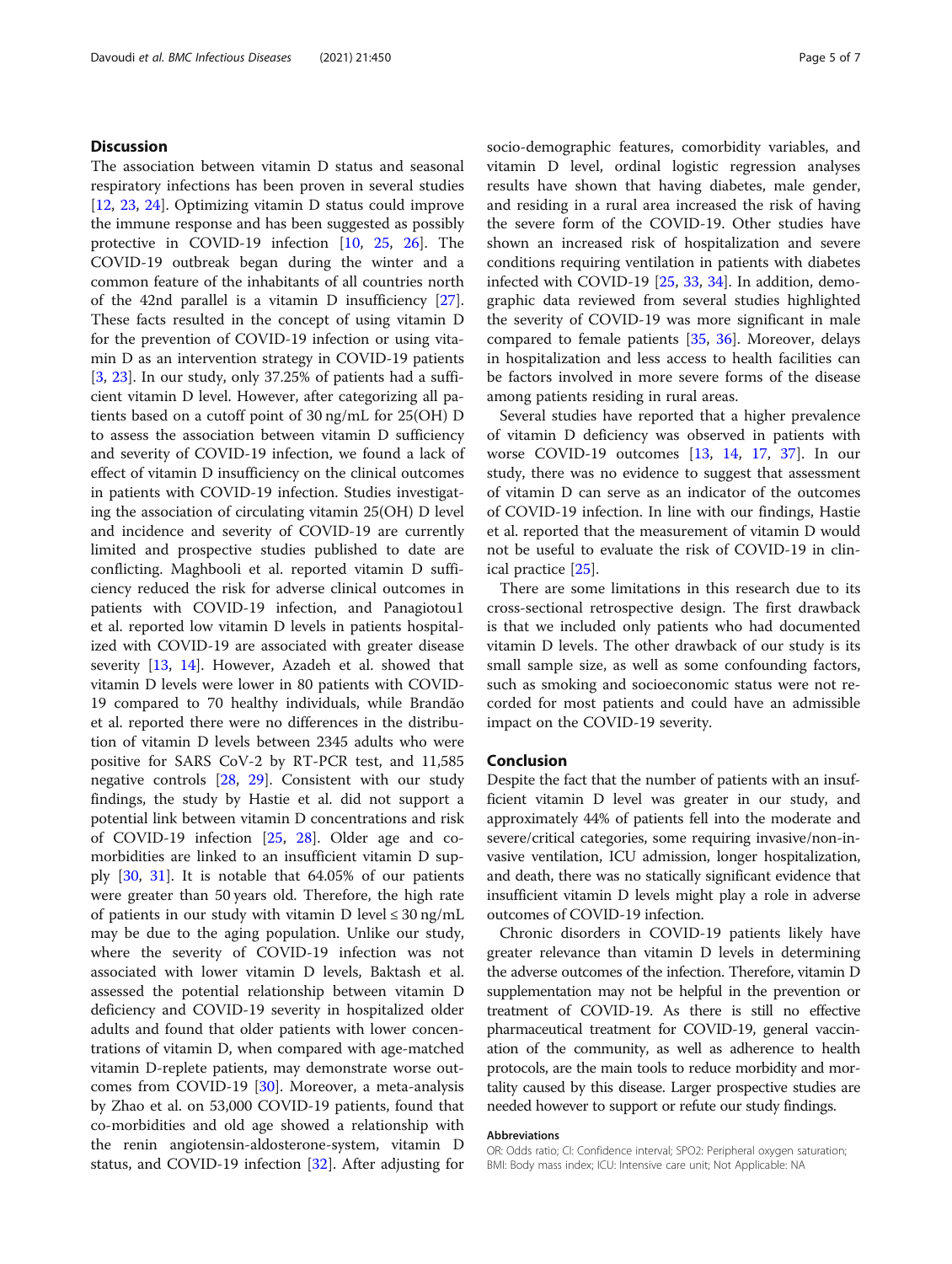## Discussion

The association between vitamin D status and seasonal respiratory infections has been proven in several studies [12, 23, 24]. Optimizing vitamin D status could improve the immune response and has been suggested as possibly protective in COVID-19 infection [10, 25, 26]. The COVID-19 outbreak began during the winter and a common feature of the inhabitants of all countries north of the 42nd parallel is a vitamin D insufficiency [27]. These facts resulted in the concept of using vitamin D for the prevention of COVID-19 infection or using vitamin D as an intervention strategy in COVID-19 patients [3, 23]. In our study, only 37.25% of patients had a sufficient vitamin D level. However, after categorizing all patients based on a cutoff point of 30 ng/mL for 25(OH) D to assess the association between vitamin D sufficiency and severity of COVID-19 infection, we found a lack of effect of vitamin D insufficiency on the clinical outcomes in patients with COVID-19 infection. Studies investigating the association of circulating vitamin 25(OH) D level and incidence and severity of COVID-19 are currently limited and prospective studies published to date are conflicting. Maghbooli et al. reported vitamin D sufficiency reduced the risk for adverse clinical outcomes in patients with COVID-19 infection, and Panagiotou1 et al. reported low vitamin D levels in patients hospitalized with COVID-19 are associated with greater disease severity [13, 14]. However, Azadeh et al. showed that vitamin D levels were lower in 80 patients with COVID-19 compared to 70 healthy individuals, while Brandão et al. reported there were no differences in the distribution of vitamin D levels between 2345 adults who were positive for SARS CoV-2 by RT-PCR test, and 11,585 negative controls [28, 29]. Consistent with our study findings, the study by Hastie et al. did not support a potential link between vitamin D concentrations and risk of COVID-19 infection [25, 28]. Older age and co-morbidities are linked to an insufficient vitamin D supply [30, 31]. It is notable that 64.05% of our patients were greater than 50 years old. Therefore, the high rate of patients in our study with vitamin D level ≤ 30 ng/mL may be due to the aging population. Unlike our study, where the severity of COVID-19 infection was not associated with lower vitamin D levels, Baktash et al. assessed the potential relationship between vitamin D deficiency and COVID-19 severity in hospitalized older adults and found that older patients with lower concentrations of vitamin D, when compared with age-matched vitamin D-replete patients, may demonstrate worse outcomes from COVID-19 [30]. Moreover, a meta-analysis by Zhao et al. on 53,000 COVID-19 patients, found that co-morbidities and old age showed a relationship with the renin angiotensin-aldosterone-system, vitamin D status, and COVID-19 infection [32]. After adjusting for socio-demographic features, comorbidity variables, and vitamin D level, ordinal logistic regression analyses results have shown that having diabetes, male gender, and residing in a rural area increased the risk of having the severe form of the COVID-19. Other studies have shown an increased risk of hospitalization and severe conditions requiring ventilation in patients with diabetes infected with COVID-19 [25, 33, 34]. In addition, demographic data reviewed from several studies highlighted the severity of COVID-19 was more significant in male compared to female patients [35, 36]. Moreover, delays in hospitalization and less access to health facilities can be factors involved in more severe forms of the disease among patients residing in rural areas.

Several studies have reported that a higher prevalence of vitamin D deficiency was observed in patients with worse COVID-19 outcomes [13, 14, 17, 37]. In our study, there was no evidence to suggest that assessment of vitamin D can serve as an indicator of the outcomes of COVID-19 infection. In line with our findings, Hastie et al. reported that the measurement of vitamin D would not be useful to evaluate the risk of COVID-19 in clinical practice [25].

There are some limitations in this research due to its cross-sectional retrospective design. The first drawback is that we included only patients who had documented vitamin D levels. The other drawback of our study is its small sample size, as well as some confounding factors, such as smoking and socioeconomic status were not recorded for most patients and could have an admissible impact on the COVID-19 severity.

## Conclusion

Despite the fact that the number of patients with an insufficient vitamin D level was greater in our study, and approximately 44% of patients fell into the moderate and severe/critical categories, some requiring invasive/non-invasive ventilation, ICU admission, longer hospitalization, and death, there was no statically significant evidence that insufficient vitamin D levels might play a role in adverse outcomes of COVID-19 infection.

Chronic disorders in COVID-19 patients likely have greater relevance than vitamin D levels in determining the adverse outcomes of the infection. Therefore, vitamin D supplementation may not be helpful in the prevention or treatment of COVID-19. As there is still no effective pharmaceutical treatment for COVID-19, general vaccination of the community, as well as adherence to health protocols, are the main tools to reduce morbidity and mortality caused by this disease. Larger prospective studies are needed however to support or refute our study findings.

### Abbreviations

OR: Odds ratio; CI: Confidence interval; SPO2: Peripheral oxygen saturation; BMI: Body mass index; ICU: Intensive care unit; Not Applicable: NA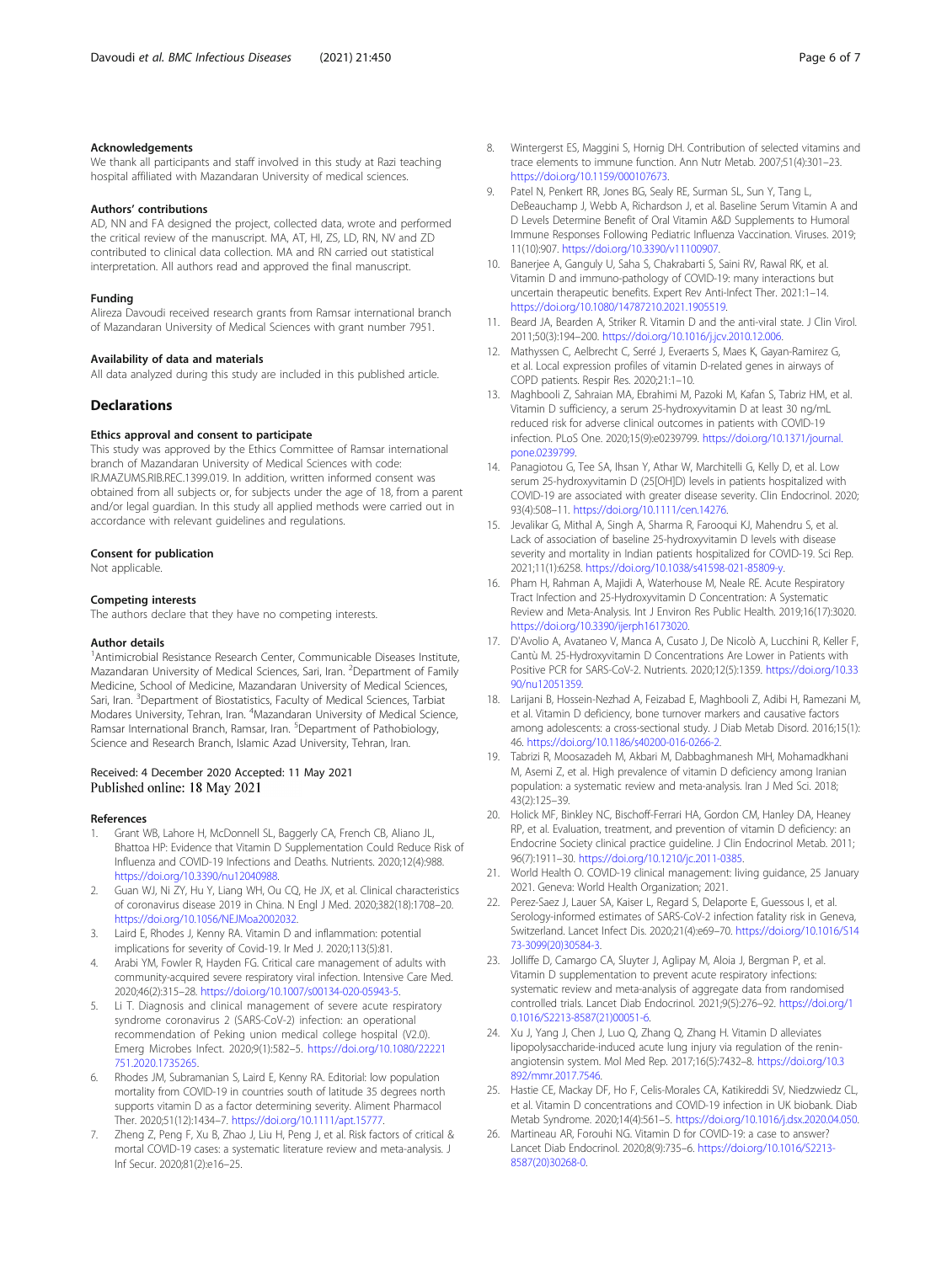### Acknowledgements

We thank all participants and staff involved in this study at Razi teaching hospital affiliated with Mazandaran University of medical sciences.

### Authors' contributions

AD, NN and FA designed the project, collected data, wrote and performed the critical review of the manuscript. MA, AT, HI, ZS, LD, RN, NV and ZD contributed to clinical data collection. MA and RN carried out statistical interpretation. All authors read and approved the final manuscript.

### Funding

Alireza Davoudi received research grants from Ramsar international branch of Mazandaran University of Medical Sciences with grant number 7951.

### Availability of data and materials

All data analyzed during this study are included in this published article.

## Declarations

### Ethics approval and consent to participate

This study was approved by the Ethics Committee of Ramsar international branch of Mazandaran University of Medical Sciences with code: IR.MAZUMS.RIB.REC.1399.019. In addition, written informed consent was obtained from all subjects or, for subjects under the age of 18, from a parent and/or legal guardian. In this study all applied methods were carried out in accordance with relevant guidelines and regulations.

### Consent for publication

Not applicable.

### Competing interests

The authors declare that they have no competing interests.

### Author details

[1]Antimicrobial Resistance Research Center, Communicable Diseases Institute, Mazandaran University of Medical Sciences, Sari, Iran. [2]Department of Family Medicine, School of Medicine, Mazandaran University of Medical Sciences, Sari, Iran. [3]Department of Biostatistics, Faculty of Medical Sciences, Tarbiat Modares University, Tehran, Iran. [4]Mazandaran University of Medical Science, Ramsar International Branch, Ramsar, Iran. [5]Department of Pathobiology, Science and Research Branch, Islamic Azad University, Tehran, Iran.

Received: 4 December 2020 Accepted: 11 May 2021
Published online: 18 May 2021

### References

1. Grant WB, Lahore H, McDonnell SL, Baggerly CA, French CB, Aliano JL, Bhattoa HP: Evidence that Vitamin D Supplementation Could Reduce Risk of Influenza and COVID-19 Infections and Deaths. Nutrients. 2020;12(4):988. https://doi.org/10.3390/nu12040988.
2. Guan WJ, Ni ZY, Hu Y, Liang WH, Ou CQ, He JX, et al. Clinical characteristics of coronavirus disease 2019 in China. N Engl J Med. 2020;382(18):1708–20. https://doi.org/10.1056/NEJMoa2002032.
3. Laird E, Rhodes J, Kenny RA. Vitamin D and inflammation: potential implications for severity of Covid-19. Ir Med J. 2020;113(5):81.
4. Arabi YM, Fowler R, Hayden FG. Critical care management of adults with community-acquired severe respiratory viral infection. Intensive Care Med. 2020;46(2):315–28. https://doi.org/10.1007/s00134-020-05943-5.
5. Li T. Diagnosis and clinical management of severe acute respiratory syndrome coronavirus 2 (SARS-CoV-2) infection: an operational recommendation of Peking union medical college hospital (V2.0). Emerg Microbes Infect. 2020;9(1):582–5. https://doi.org/10.1080/22221751.2020.1735265.
6. Rhodes JM, Subramanian S, Laird E, Kenny RA. Editorial: low population mortality from COVID-19 in countries south of latitude 35 degrees north supports vitamin D as a factor determining severity. Aliment Pharmacol Ther. 2020;51(12):1434–7. https://doi.org/10.1111/apt.15777.
7. Zheng Z, Peng F, Xu B, Zhao J, Liu H, Peng J, et al. Risk factors of critical & mortal COVID-19 cases: a systematic literature review and meta-analysis. J Inf Secur. 2020;81(2):e16–25.
8. Wintergerst ES, Maggini S, Hornig DH. Contribution of selected vitamins and trace elements to immune function. Ann Nutr Metab. 2007;51(4):301–23. https://doi.org/10.1159/000107673.
9. Patel N, Penkert RR, Jones BG, Sealy RE, Surman SL, Sun Y, Tang L, DeBeauchamp J, Webb A, Richardson J, et al. Baseline Serum Vitamin A and D Levels Determine Benefit of Oral Vitamin A&D Supplements to Humoral Immune Responses Following Pediatric Influenza Vaccination. Viruses. 2019; 11(10):907. https://doi.org/10.3390/v11100907.
10. Banerjee A, Ganguly U, Saha S, Chakrabarti S, Saini RV, Rawal RK, et al. Vitamin D and immuno-pathology of COVID-19: many interactions but uncertain therapeutic benefits. Expert Rev Anti-Infect Ther. 2021:1–14. https://doi.org/10.1080/14787210.2021.1905519.
11. Beard JA, Bearden A, Striker R. Vitamin D and the anti-viral state. J Clin Virol. 2011;50(3):194–200. https://doi.org/10.1016/j.jcv.2010.12.006.
12. Mathyssen C, Aelbrecht C, Serré J, Everaerts S, Maes K, Gayan-Ramirez G, et al. Local expression profiles of vitamin D-related genes in airways of COPD patients. Respir Res. 2020;21:1–10.
13. Maghbooli Z, Sahraian MA, Ebrahimi M, Pazoki M, Kafan S, Tabriz HM, et al. Vitamin D sufficiency, a serum 25-hydroxyvitamin D at least 30 ng/mL reduced risk for adverse clinical outcomes in patients with COVID-19 infection. PLoS One. 2020;15(9):e0239799. https://doi.org/10.1371/journal.pone.0239799.
14. Panagiotou G, Tee SA, Ihsan Y, Athar W, Marchitelli G, Kelly D, et al. Low serum 25-hydroxyvitamin D (25[OH]D) levels in patients hospitalized with COVID-19 are associated with greater disease severity. Clin Endocrinol. 2020; 93(4):508–11. https://doi.org/10.1111/cen.14276.
15. Jevalikar G, Mithal A, Singh A, Sharma R, Farooqui KJ, Mahendru S, et al. Lack of association of baseline 25-hydroxyvitamin D levels with disease severity and mortality in Indian patients hospitalized for COVID-19. Sci Rep. 2021;11(1):6258. https://doi.org/10.1038/s41598-021-85809-y.
16. Pham H, Rahman A, Majidi A, Waterhouse M, Neale RE. Acute Respiratory Tract Infection and 25-Hydroxyvitamin D Concentration: A Systematic Review and Meta-Analysis. Int J Environ Res Public Health. 2019;16(17):3020. https://doi.org/10.3390/ijerph16173020.
17. D'Avolio A, Avataneo V, Manca A, Cusato J, De Nicolò A, Lucchini R, Keller F, Cantù M. 25-Hydroxyvitamin D Concentrations Are Lower in Patients with Positive PCR for SARS-CoV-2. Nutrients. 2020;12(5):1359. https://doi.org/10.3390/nu12051359.
18. Larijani B, Hossein-Nezhad A, Feizabad E, Maghbooli Z, Adibi H, Ramezani M, et al. Vitamin D deficiency, bone turnover markers and causative factors among adolescents: a cross-sectional study. J Diab Metab Disord. 2016;15(1): 46. https://doi.org/10.1186/s40200-016-0266-2.
19. Tabrizi R, Moosazadeh M, Akbari M, Dabbaghmanesh MH, Mohamadkhani M, Asemi Z, et al. High prevalence of vitamin D deficiency among Iranian population: a systematic review and meta-analysis. Iran J Med Sci. 2018; 43(2):125–39.
20. Holick MF, Binkley NC, Bischoff-Ferrari HA, Gordon CM, Hanley DA, Heaney RP, et al. Evaluation, treatment, and prevention of vitamin D deficiency: an Endocrine Society clinical practice guideline. J Clin Endocrinol Metab. 2011; 96(7):1911–30. https://doi.org/10.1210/jc.2011-0385.
21. World Health O. COVID-19 clinical management: living guidance, 25 January 2021. Geneva: World Health Organization; 2021.
22. Perez-Saez J, Lauer SA, Kaiser L, Regard S, Delaporte E, Guessous I, et al. Serology-informed estimates of SARS-CoV-2 infection fatality risk in Geneva, Switzerland. Lancet Infect Dis. 2020;21(4):e69–70. https://doi.org/10.1016/S1473-3099(20)30584-3.
23. Jolliffe D, Camargo CA, Sluyter J, Aglipay M, Aloia J, Bergman P, et al. Vitamin D supplementation to prevent acute respiratory infections: systematic review and meta-analysis of aggregate data from randomised controlled trials. Lancet Diab Endocrinol. 2021;9(5):276–92. https://doi.org/10.1016/S2213-8587(21)00051-6.
24. Xu J, Yang J, Chen J, Luo Q, Zhang Q, Zhang H. Vitamin D alleviates lipopolysaccharide-induced acute lung injury via regulation of the renin-angiotensin system. Mol Med Rep. 2017;16(5):7432–8. https://doi.org/10.3892/mmr.2017.7546.
25. Hastie CE, Mackay DF, Ho F, Celis-Morales CA, Katikireddi SV, Niedzwiedz CL, et al. Vitamin D concentrations and COVID-19 infection in UK biobank. Diab Metab Syndrome. 2020;14(4):561–5. https://doi.org/10.1016/j.dsx.2020.04.050.
26. Martineau AR, Forouhi NG. Vitamin D for COVID-19: a case to answer? Lancet Diab Endocrinol. 2020;8(9):735–6. https://doi.org/10.1016/S2213-8587(20)30268-0.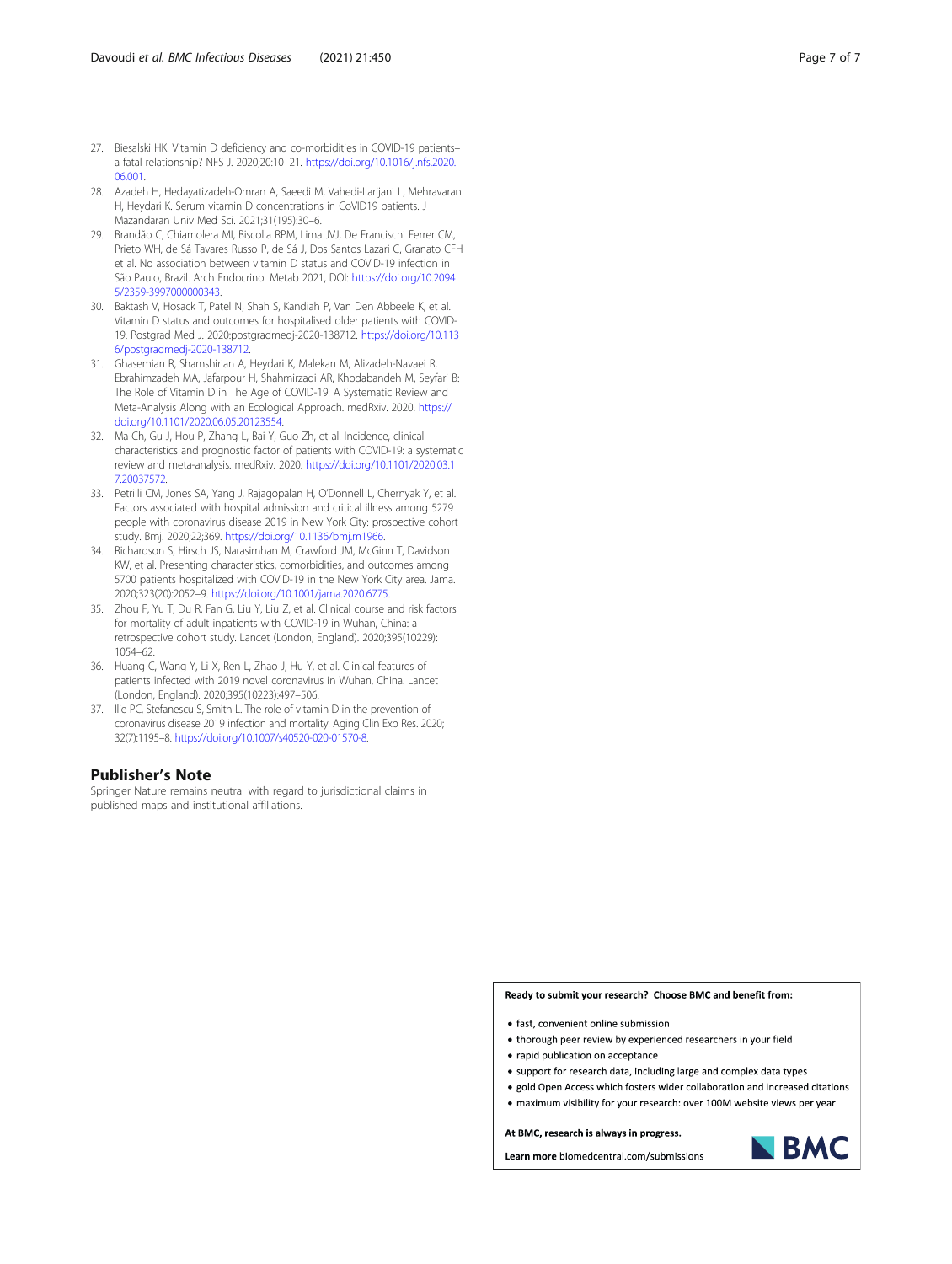27. Biesalski HK: Vitamin D deficiency and co-morbidities in COVID-19 patients– a fatal relationship? NFS J. 2020;20:10–21. https://doi.org/10.1016/j.nfs.2020.06.001.
28. Azadeh H, Hedayatizadeh-Omran A, Saeedi M, Vahedi-Larijani L, Mehravaran H, Heydari K. Serum vitamin D concentrations in CoVID19 patients. J Mazandaran Univ Med Sci. 2021;31(195):30–6.
29. Brandão C, Chiamolera MI, Biscolla RPM, Lima JVJ, De Francischi Ferrer CM, Prieto WH, de Sá Tavares Russo P, de Sá J, Dos Santos Lazari C, Granato CFH et al. No association between vitamin D status and COVID-19 infection in São Paulo, Brazil. Arch Endocrinol Metab 2021, DOI: https://doi.org/10.20945/2359-3997000000343.
30. Baktash V, Hosack T, Patel N, Shah S, Kandiah P, Van Den Abbeele K, et al. Vitamin D status and outcomes for hospitalised older patients with COVID-19. Postgrad Med J. 2020:postgradmedj-2020-138712. https://doi.org/10.1136/postgradmedj-2020-138712.
31. Ghasemian R, Shamshirian A, Heydari K, Malekan M, Alizadeh-Navaei R, Ebrahimzadeh MA, Jafarpour H, Shahmirzadi AR, Khodabandeh M, Seyfari B: The Role of Vitamin D in The Age of COVID-19: A Systematic Review and Meta-Analysis Along with an Ecological Approach. medRxiv. 2020. https://doi.org/10.1101/2020.06.05.20123554.
32. Ma Ch, Gu J, Hou P, Zhang L, Bai Y, Guo Zh, et al. Incidence, clinical characteristics and prognostic factor of patients with COVID-19: a systematic review and meta-analysis. medRxiv. 2020. https://doi.org/10.1101/2020.03.17.20037572.
33. Petrilli CM, Jones SA, Yang J, Rajagopalan H, O'Donnell L, Chernyak Y, et al. Factors associated with hospital admission and critical illness among 5279 people with coronavirus disease 2019 in New York City: prospective cohort study. Bmj. 2020;22;369. https://doi.org/10.1136/bmj.m1966.
34. Richardson S, Hirsch JS, Narasimhan M, Crawford JM, McGinn T, Davidson KW, et al. Presenting characteristics, comorbidities, and outcomes among 5700 patients hospitalized with COVID-19 in the New York City area. Jama. 2020;323(20):2052–9. https://doi.org/10.1001/jama.2020.6775.
35. Zhou F, Yu T, Du R, Fan G, Liu Y, Liu Z, et al. Clinical course and risk factors for mortality of adult inpatients with COVID-19 in Wuhan, China: a retrospective cohort study. Lancet (London, England). 2020;395(10229):1054–62.
36. Huang C, Wang Y, Li X, Ren L, Zhao J, Hu Y, et al. Clinical features of patients infected with 2019 novel coronavirus in Wuhan, China. Lancet (London, England). 2020;395(10223):497–506.
37. Ilie PC, Stefanescu S, Smith L. The role of vitamin D in the prevention of coronavirus disease 2019 infection and mortality. Aging Clin Exp Res. 2020;32(7):1195–8. https://doi.org/10.1007/s40520-020-01570-8.

## Publisher's Note

Springer Nature remains neutral with regard to jurisdictional claims in published maps and institutional affiliations.

**Ready to submit your research? Choose BMC and benefit from:**

- fast, convenient online submission
- thorough peer review by experienced researchers in your field
- rapid publication on acceptance
- support for research data, including large and complex data types
- gold Open Access which fosters wider collaboration and increased citations
- maximum visibility for your research: over 100M website views per year

**At BMC, research is always in progress.**

**Learn more** biomedcentral.com/submissions

BMC